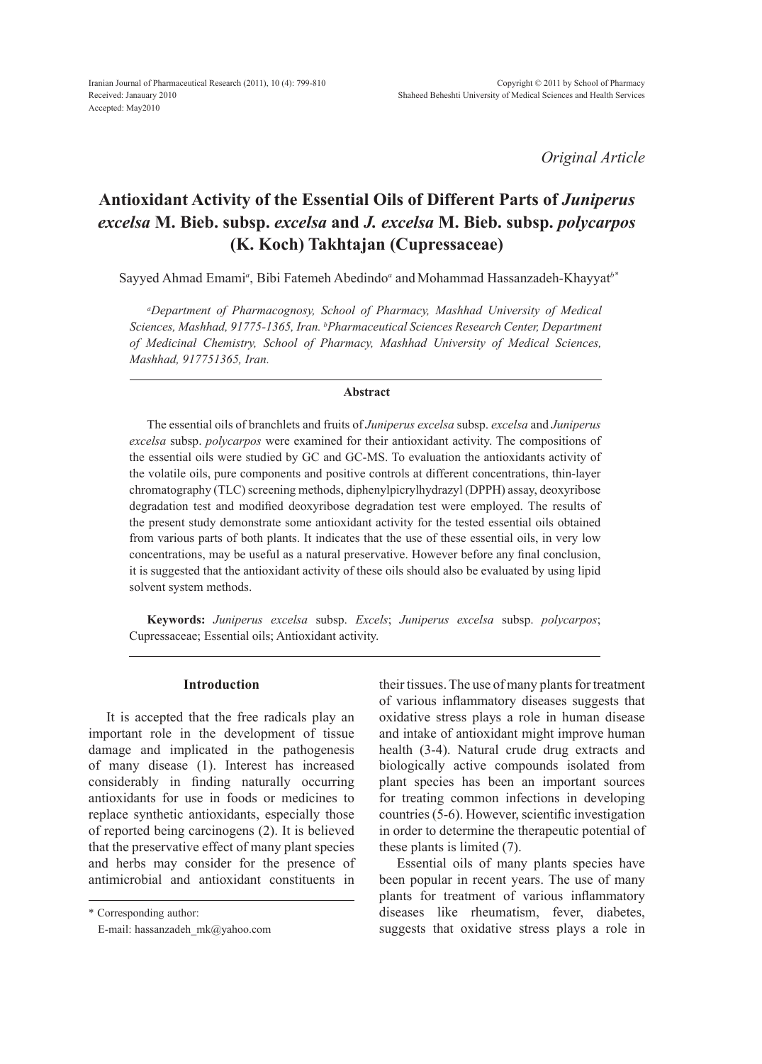Received: Janauary 2010
Accepted: May2010

*Original Article*

# Antioxidant Activity of the Essential Oils of Different Parts of *Juniperus excelsa* M. Bieb. subsp. *excelsa* and *J. excelsa* M. Bieb. subsp. *polycarpos* (K. Koch) Takhtajan (Cupressaceae)

Sayyed Ahmad Emami[a], Bibi Fatemeh Abedindo[a] and Mohammad Hassanzadeh-Khayyat[b*]

[a]*Department of Pharmacognosy, School of Pharmacy, Mashhad University of Medical Sciences, Mashhad, 91775-1365, Iran.* [b]*Pharmaceutical Sciences Research Center, Department of Medicinal Chemistry, School of Pharmacy, Mashhad University of Medical Sciences, Mashhad, 917751365, Iran.*

## Abstract

The essential oils of branchlets and fruits of *Juniperus excelsa* subsp. *excelsa* and *Juniperus excelsa* subsp. *polycarpos* were examined for their antioxidant activity. The compositions of the essential oils were studied by GC and GC-MS. To evaluation the antioxidants activity of the volatile oils, pure components and positive controls at different concentrations, thin-layer chromatography (TLC) screening methods, diphenylpicrylhydrazyl (DPPH) assay, deoxyribose degradation test and modified deoxyribose degradation test were employed. The results of the present study demonstrate some antioxidant activity for the tested essential oils obtained from various parts of both plants. It indicates that the use of these essential oils, in very low concentrations, may be useful as a natural preservative. However before any final conclusion, it is suggested that the antioxidant activity of these oils should also be evaluated by using lipid solvent system methods.

**Keywords:** *Juniperus excelsa* subsp. *Excels*; *Juniperus excelsa* subsp. *polycarpos*; Cupressaceae; Essential oils; Antioxidant activity.

## Introduction

It is accepted that the free radicals play an important role in the development of tissue damage and implicated in the pathogenesis of many disease (1). Interest has increased considerably in finding naturally occurring antioxidants for use in foods or medicines to replace synthetic antioxidants, especially those of reported being carcinogens (2). It is believed that the preservative effect of many plant species and herbs may consider for the presence of antimicrobial and antioxidant constituents in their tissues. The use of many plants for treatment of various inflammatory diseases suggests that oxidative stress plays a role in human disease and intake of antioxidant might improve human health (3-4). Natural crude drug extracts and biologically active compounds isolated from plant species has been an important sources for treating common infections in developing countries (5-6). However, scientific investigation in order to determine the therapeutic potential of these plants is limited (7).

Essential oils of many plants species have been popular in recent years. The use of many plants for treatment of various inflammatory diseases like rheumatism, fever, diabetes, suggests that oxidative stress plays a role in

\* Corresponding author:
E-mail: hassanzadeh_mk@yahoo.com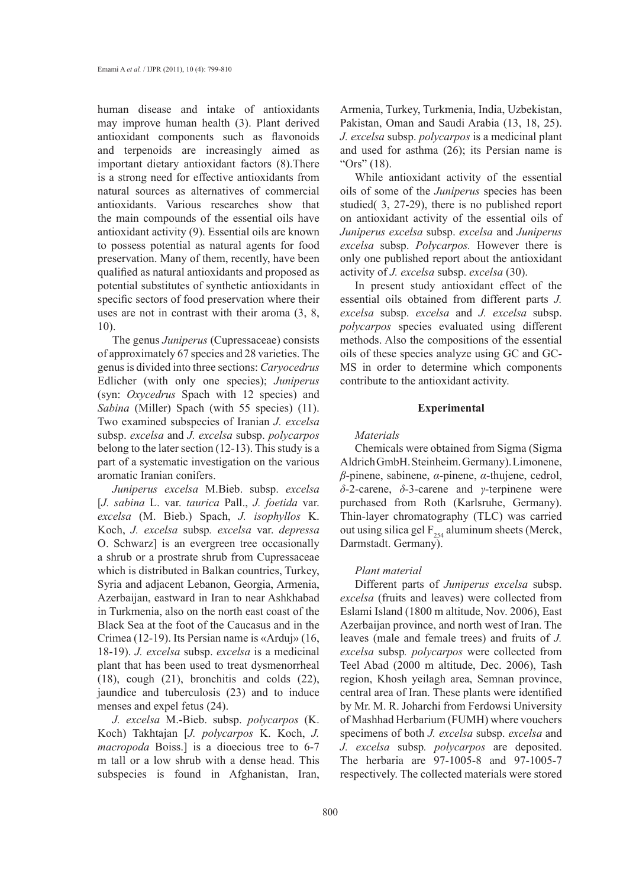human disease and intake of antioxidants may improve human health (3). Plant derived antioxidant components such as flavonoids and terpenoids are increasingly aimed as important dietary antioxidant factors (8).There is a strong need for effective antioxidants from natural sources as alternatives of commercial antioxidants. Various researches show that the main compounds of the essential oils have antioxidant activity (9). Essential oils are known to possess potential as natural agents for food preservation. Many of them, recently, have been qualified as natural antioxidants and proposed as potential substitutes of synthetic antioxidants in specific sectors of food preservation where their uses are not in contrast with their aroma (3, 8, 10).

The genus *Juniperus* (Cupressaceae) consists of approximately 67 species and 28 varieties. The genus is divided into three sections: *Caryocedrus* Edlicher (with only one species); *Juniperus* (syn: *Oxycedrus* Spach with 12 species) and *Sabina* (Miller) Spach (with 55 species) (11). Two examined subspecies of Iranian *J. excelsa* subsp. *excelsa* and *J. excelsa* subsp. *polycarpos* belong to the later section (12-13). This study is a part of a systematic investigation on the various aromatic Iranian conifers.

*Juniperus excelsa* M.Bieb. subsp. *excelsa* [*J. sabina* L. var. *taurica* Pall., *J. foetida* var. *excelsa* (M. Bieb.) Spach, *J. isophyllos* K. Koch, *J. excelsa* subsp*. excelsa* var. *depressa* O. Schwarz] is an evergreen tree occasionally a shrub or a prostrate shrub from Cupressaceae which is distributed in Balkan countries, Turkey, Syria and adjacent Lebanon, Georgia, Armenia, Azerbaijan, eastward in Iran to near Ashkhabad in Turkmenia, also on the north east coast of the Black Sea at the foot of the Caucasus and in the Crimea (12-19). Its Persian name is «Arduj» (16, 18-19). *J. excelsa* subsp. *excelsa* is a medicinal plant that has been used to treat dysmenorrheal (18), cough (21), bronchitis and colds (22), jaundice and tuberculosis (23) and to induce menses and expel fetus (24).

*J. excelsa* M.-Bieb. subsp. *polycarpos* (K. Koch) Takhtajan [*J. polycarpos* K. Koch, *J. macropoda* Boiss.] is a dioecious tree to 6-7 m tall or a low shrub with a dense head. This subspecies is found in Afghanistan, Iran, Armenia, Turkey, Turkmenia, India, Uzbekistan, Pakistan, Oman and Saudi Arabia (13, 18, 25). *J. excelsa* subsp. *polycarpos* is a medicinal plant and used for asthma (26); its Persian name is "Ors" (18).

While antioxidant activity of the essential oils of some of the *Juniperus* species has been studied( 3, 27-29), there is no published report on antioxidant activity of the essential oils of *Juniperus excelsa* subsp. *excelsa* and *Juniperus excelsa* subsp. *Polycarpos.* However there is only one published report about the antioxidant activity of *J. excelsa* subsp. *excelsa* (30).

In present study antioxidant effect of the essential oils obtained from different parts *J. excelsa* subsp. *excelsa* and *J. excelsa* subsp. *polycarpos* species evaluated using different methods. Also the compositions of the essential oils of these species analyze using GC and GC-MS in order to determine which components contribute to the antioxidant activity.

## Experimental

### *Materials*

Chemicals were obtained from Sigma (Sigma Aldrich GmbH. Steinheim. Germany). Limonene, *β*-pinene, sabinene, *α*-pinene, *α*-thujene, cedrol, *δ*-2-carene, *δ*-3-carene and *γ*-terpinene were purchased from Roth (Karlsruhe, Germany). Thin-layer chromatography (TLC) was carried out using silica gel $F_{254}$ aluminum sheets (Merck, Darmstadt. Germany).

### *Plant material*

Different parts of *Juniperus excelsa* subsp. *excelsa* (fruits and leaves) were collected from Eslami Island (1800 m altitude, Nov. 2006), East Azerbaijan province, and north west of Iran. The leaves (male and female trees) and fruits of *J. excelsa* subsp*. polycarpos* were collected from Teel Abad (2000 m altitude, Dec. 2006), Tash region, Khosh yeilagh area, Semnan province, central area of Iran. These plants were identified by Mr. M. R. Joharchi from Ferdowsi University of Mashhad Herbarium (FUMH) where vouchers specimens of both *J. excelsa* subsp. *excelsa* and *J. excelsa* subsp*. polycarpos* are deposited. The herbaria are 97-1005-8 and 97-1005-7 respectively. The collected materials were stored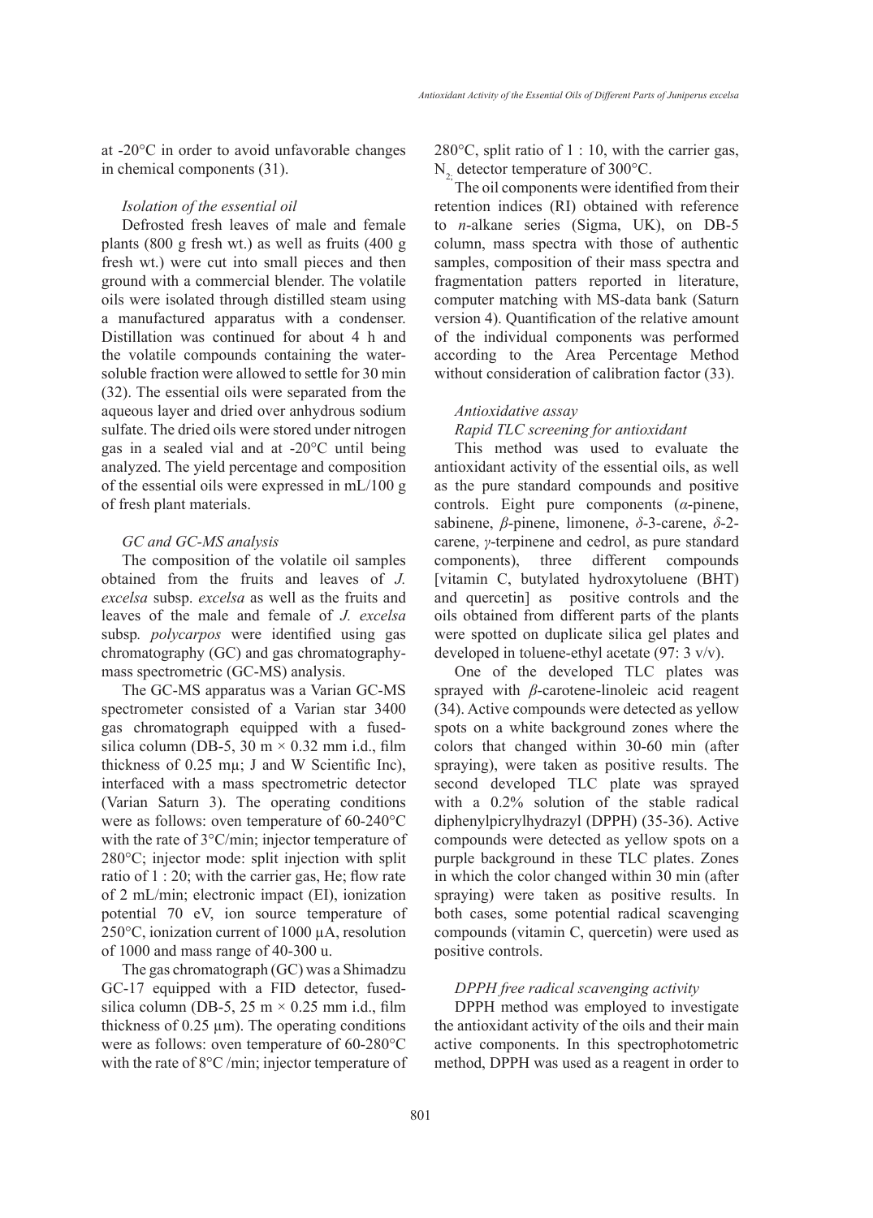at -20°C in order to avoid unfavorable changes in chemical components (31).

### *Isolation of the essential oil*

Defrosted fresh leaves of male and female plants (800 g fresh wt.) as well as fruits (400 g fresh wt.) were cut into small pieces and then ground with a commercial blender. The volatile oils were isolated through distilled steam using a manufactured apparatus with a condenser. Distillation was continued for about 4 h and the volatile compounds containing the water-soluble fraction were allowed to settle for 30 min (32). The essential oils were separated from the aqueous layer and dried over anhydrous sodium sulfate. The dried oils were stored under nitrogen gas in a sealed vial and at -20°C until being analyzed. The yield percentage and composition of the essential oils were expressed in mL/100 g of fresh plant materials.

### *GC and GC-MS analysis*

The composition of the volatile oil samples obtained from the fruits and leaves of *J. excelsa* subsp. *excelsa* as well as the fruits and leaves of the male and female of *J. excelsa* subsp*. polycarpos* were identified using gas chromatography (GC) and gas chromatography-mass spectrometric (GC-MS) analysis.

The GC-MS apparatus was a Varian GC-MS spectrometer consisted of a Varian star 3400 gas chromatograph equipped with a fused-silica column (DB-5, 30 m × 0.32 mm i.d., film thickness of 0.25 mµ; J and W Scientific Inc), interfaced with a mass spectrometric detector (Varian Saturn 3). The operating conditions were as follows: oven temperature of 60-240°C with the rate of 3°C/min; injector temperature of 280°C; injector mode: split injection with split ratio of 1 : 20; with the carrier gas, He; flow rate of 2 mL/min; electronic impact (EI), ionization potential 70 eV, ion source temperature of 250°C, ionization current of 1000 µA, resolution of 1000 and mass range of 40-300 u.

The gas chromatograph (GC) was a Shimadzu GC-17 equipped with a FID detector, fused-silica column (DB-5, 25 m × 0.25 mm i.d., film thickness of 0.25 µm). The operating conditions were as follows: oven temperature of 60-280°C with the rate of 8°C /min; injector temperature of 280°C, split ratio of 1 : 10, with the carrier gas, $N_2$; detector temperature of 300°C.

The oil components were identified from their retention indices (RI) obtained with reference to *n*-alkane series (Sigma, UK), on DB-5 column, mass spectra with those of authentic samples, composition of their mass spectra and fragmentation patters reported in literature, computer matching with MS-data bank (Saturn version 4). Quantification of the relative amount of the individual components was performed according to the Area Percentage Method without consideration of calibration factor (33).

### *Antioxidative assay*

#### *Rapid TLC screening for antioxidant*

This method was used to evaluate the antioxidant activity of the essential oils, as well as the pure standard compounds and positive controls. Eight pure components (*α*-pinene, sabinene, *β*-pinene, limonene, *δ*-3-carene, *δ*-2-carene, *γ*-terpinene and cedrol, as pure standard components), three different compounds [vitamin C, butylated hydroxytoluene (BHT) and quercetin] as positive controls and the oils obtained from different parts of the plants were spotted on duplicate silica gel plates and developed in toluene-ethyl acetate (97: 3 v/v).

One of the developed TLC plates was sprayed with *β*-carotene-linoleic acid reagent (34). Active compounds were detected as yellow spots on a white background zones where the colors that changed within 30-60 min (after spraying), were taken as positive results. The second developed TLC plate was sprayed with a 0.2% solution of the stable radical diphenylpicrylhydrazyl (DPPH) (35-36). Active compounds were detected as yellow spots on a purple background in these TLC plates. Zones in which the color changed within 30 min (after spraying) were taken as positive results. In both cases, some potential radical scavenging compounds (vitamin C, quercetin) were used as positive controls.

#### *DPPH free radical scavenging activity*

DPPH method was employed to investigate the antioxidant activity of the oils and their main active components. In this spectrophotometric method, DPPH was used as a reagent in order to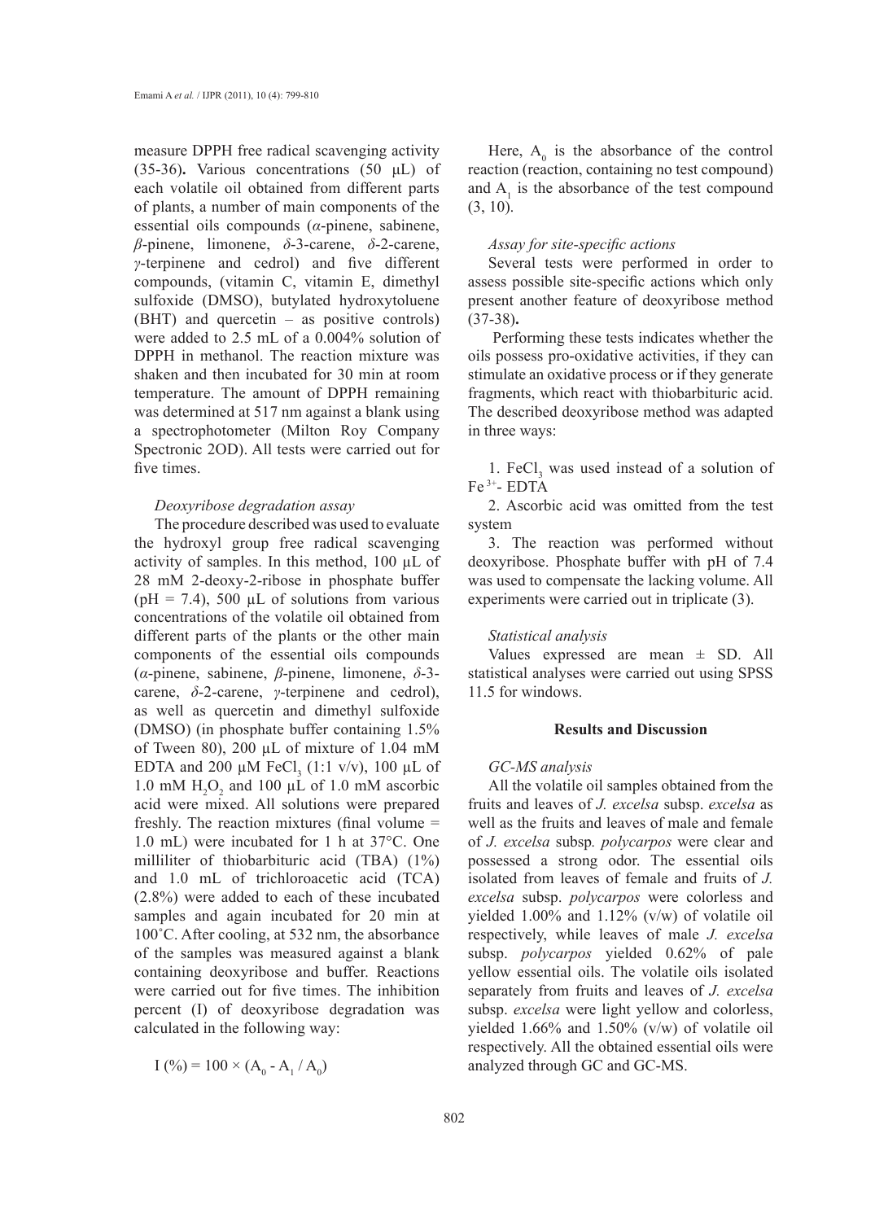measure DPPH free radical scavenging activity (35-36). Various concentrations (50 µL) of each volatile oil obtained from different parts of plants, a number of main components of the essential oils compounds (*α*-pinene, sabinene, *β*-pinene, limonene, *δ*-3-carene, *δ*-2-carene, *γ*-terpinene and cedrol) and five different compounds, (vitamin C, vitamin E, dimethyl sulfoxide (DMSO), butylated hydroxytoluene (BHT) and quercetin – as positive controls) were added to 2.5 mL of a 0.004% solution of DPPH in methanol. The reaction mixture was shaken and then incubated for 30 min at room temperature. The amount of DPPH remaining was determined at 517 nm against a blank using a spectrophotometer (Milton Roy Company Spectronic 2OD). All tests were carried out for five times.

*Deoxyribose degradation assay*

The procedure described was used to evaluate the hydroxyl group free radical scavenging activity of samples. In this method, 100 µL of 28 mM 2-deoxy-2-ribose in phosphate buffer (pH = 7.4), 500 µL of solutions from various concentrations of the volatile oil obtained from different parts of the plants or the other main components of the essential oils compounds (*α*-pinene, sabinene, *β*-pinene, limonene, *δ*-3-carene, *δ*-2-carene, *γ*-terpinene and cedrol), as well as quercetin and dimethyl sulfoxide (DMSO) (in phosphate buffer containing 1.5% of Tween 80), 200 µL of mixture of 1.04 mM EDTA and 200 µM $FeCl_3$ (1:1 v/v), 100 µL of 1.0 mM $H_2O_2$ and 100 µL of 1.0 mM ascorbic acid were mixed. All solutions were prepared freshly. The reaction mixtures (final volume = 1.0 mL) were incubated for 1 h at 37°C. One milliliter of thiobarbituric acid (TBA) (1%) and 1.0 mL of trichloroacetic acid (TCA) (2.8%) were added to each of these incubated samples and again incubated for 20 min at 100˚C. After cooling, at 532 nm, the absorbance of the samples was measured against a blank containing deoxyribose and buffer. Reactions were carried out for five times. The inhibition percent (I) of deoxyribose degradation was calculated in the following way:

$$I\ (\%) = 100 \times (A_0 - A_1 / A_0)$$

Here, $A_0$ is the absorbance of the control reaction (reaction, containing no test compound) and $A_1$ is the absorbance of the test compound (3, 10).

*Assay for site-specific actions*

Several tests were performed in order to assess possible site-specific actions which only present another feature of deoxyribose method (37-38).

Performing these tests indicates whether the oils possess pro-oxidative activities, if they can stimulate an oxidative process or if they generate fragments, which react with thiobarbituric acid. The described deoxyribose method was adapted in three ways:

1. $FeCl_3$ was used instead of a solution of $Fe^{3+}$- EDTA
2. Ascorbic acid was omitted from the test system
3. The reaction was performed without deoxyribose. Phosphate buffer with pH of 7.4 was used to compensate the lacking volume. All experiments were carried out in triplicate (3).

*Statistical analysis*

Values expressed are mean ± SD. All statistical analyses were carried out using SPSS 11.5 for windows.

## Results and Discussion

*GC-MS analysis*

All the volatile oil samples obtained from the fruits and leaves of *J. excelsa* subsp. *excelsa* as well as the fruits and leaves of male and female of *J. excelsa* subsp. *polycarpos* were clear and possessed a strong odor. The essential oils isolated from leaves of female and fruits of *J. excelsa* subsp. *polycarpos* were colorless and yielded 1.00% and 1.12% (v/w) of volatile oil respectively, while leaves of male *J. excelsa* subsp. *polycarpos* yielded 0.62% of pale yellow essential oils. The volatile oils isolated separately from fruits and leaves of *J. excelsa* subsp. *excelsa* were light yellow and colorless, yielded 1.66% and 1.50% (v/w) of volatile oil respectively. All the obtained essential oils were analyzed through GC and GC-MS.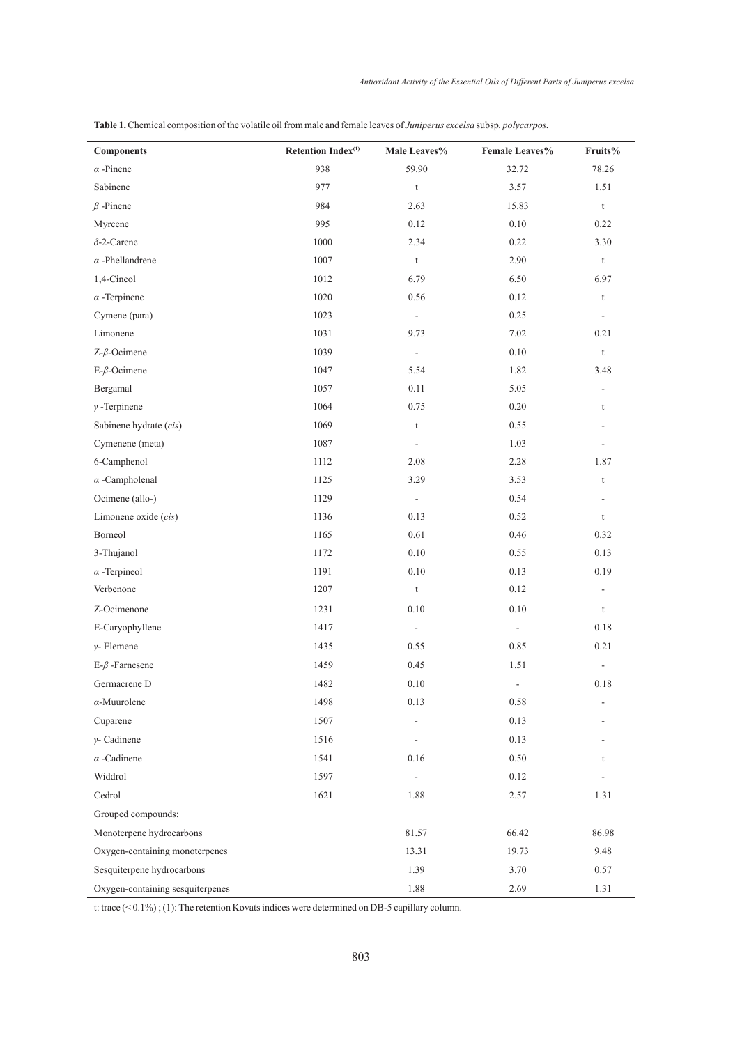**Table 1.** Chemical composition of the volatile oil from male and female leaves of *Juniperus excelsa* subsp. *polycarpos.*

| Components | Retention Index[(1)] | Male Leaves% | Female Leaves% | Fruits% |
|---|---|---|---|---|
| $\alpha$ -Pinene | 938 | 59.90 | 32.72 | 78.26 |
| Sabinene | 977 | t | 3.57 | 1.51 |
| $\beta$ -Pinene | 984 | 2.63 | 15.83 | t |
| Myrcene | 995 | 0.12 | 0.10 | 0.22 |
| $\delta$-2-Carene | 1000 | 2.34 | 0.22 | 3.30 |
| $\alpha$ -Phellandrene | 1007 | t | 2.90 | t |
| 1,4-Cineol | 1012 | 6.79 | 6.50 | 6.97 |
| $\alpha$ -Terpinene | 1020 | 0.56 | 0.12 | t |
| Cymene (para) | 1023 | - | 0.25 | - |
| Limonene | 1031 | 9.73 | 7.02 | 0.21 |
| Z-$\beta$-Ocimene | 1039 | - | 0.10 | t |
| E-$\beta$-Ocimene | 1047 | 5.54 | 1.82 | 3.48 |
| Bergamal | 1057 | 0.11 | 5.05 | - |
| $\gamma$ -Terpinene | 1064 | 0.75 | 0.20 | t |
| Sabinene hydrate (*cis*) | 1069 | t | 0.55 | - |
| Cymenene (meta) | 1087 | - | 1.03 | - |
| 6-Camphenol | 1112 | 2.08 | 2.28 | 1.87 |
| $\alpha$ -Campholenal | 1125 | 3.29 | 3.53 | t |
| Ocimene (allo-) | 1129 | - | 0.54 | - |
| Limonene oxide (*cis*) | 1136 | 0.13 | 0.52 | t |
| Borneol | 1165 | 0.61 | 0.46 | 0.32 |
| 3-Thujanol | 1172 | 0.10 | 0.55 | 0.13 |
| $\alpha$ -Terpineol | 1191 | 0.10 | 0.13 | 0.19 |
| Verbenone | 1207 | t | 0.12 | - |
| Z-Ocimenone | 1231 | 0.10 | 0.10 | t |
| E-Caryophyllene | 1417 | - | - | 0.18 |
| $\gamma$- Elemene | 1435 | 0.55 | 0.85 | 0.21 |
| E-$\beta$ -Farnesene | 1459 | 0.45 | 1.51 | - |
| Germacrene D | 1482 | 0.10 | - | 0.18 |
| $\alpha$-Muurolene | 1498 | 0.13 | 0.58 | - |
| Cuparene | 1507 | - | 0.13 | - |
| $\gamma$- Cadinene | 1516 | - | 0.13 | - |
| $\alpha$ -Cadinene | 1541 | 0.16 | 0.50 | t |
| Widdrol | 1597 | - | 0.12 | - |
| Cedrol | 1621 | 1.88 | 2.57 | 1.31 |
| Grouped compounds: | | | | |
| Monoterpene hydrocarbons | | 81.57 | 66.42 | 86.98 |
| Oxygen-containing monoterpenes | | 13.31 | 19.73 | 9.48 |
| Sesquiterpene hydrocarbons | | 1.39 | 3.70 | 0.57 |
| Oxygen-containing sesquiterpenes | | 1.88 | 2.69 | 1.31 |

t: trace (< 0.1%) ; (1): The retention Kovats indices were determined on DB-5 capillary column.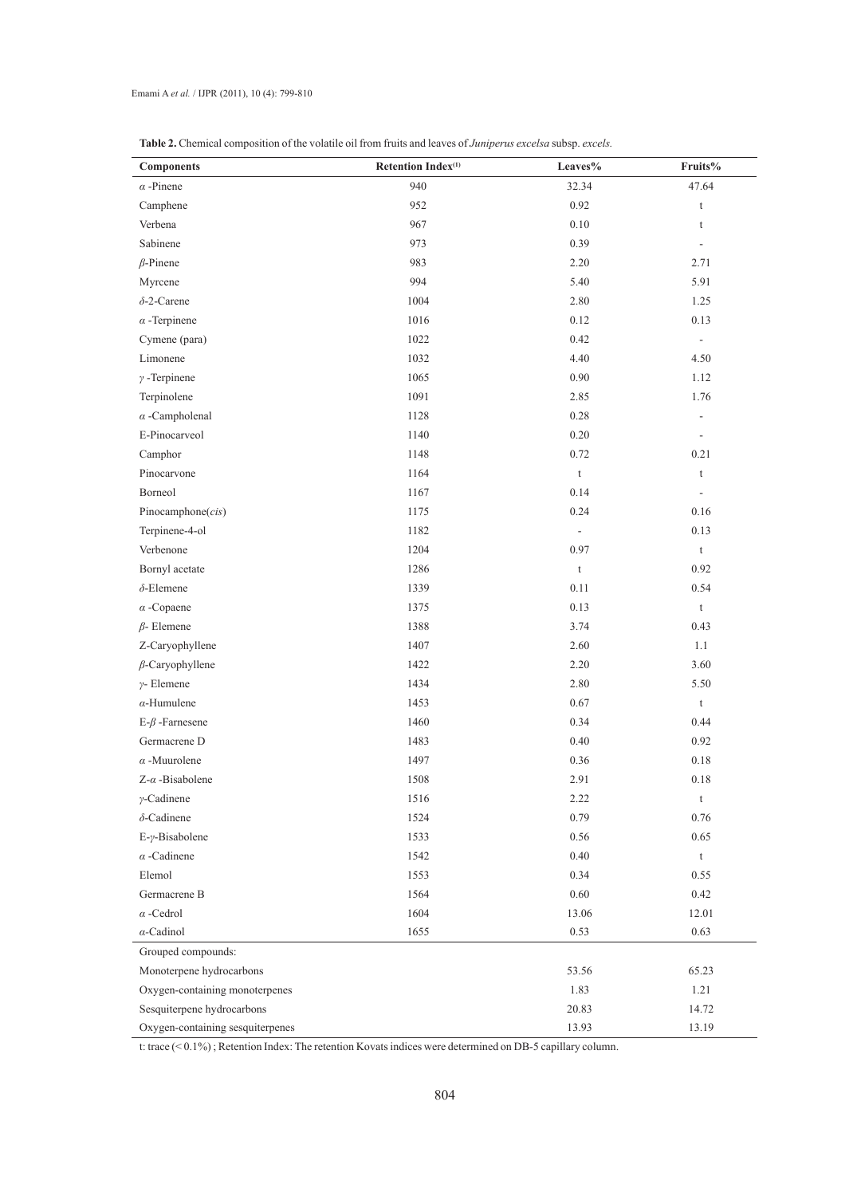**Table 2.** Chemical composition of the volatile oil from fruits and leaves of *Juniperus excelsa* subsp. *excels.*

| Components | Retention Index[(1)] | Leaves% | Fruits% |
|---|---|---|---|
| $\alpha$ -Pinene | 940 | 32.34 | 47.64 |
| Camphene | 952 | 0.92 | t |
| Verbena | 967 | 0.10 | t |
| Sabinene | 973 | 0.39 | - |
| $\beta$-Pinene | 983 | 2.20 | 2.71 |
| Myrcene | 994 | 5.40 | 5.91 |
| $\delta$-2-Carene | 1004 | 2.80 | 1.25 |
| $\alpha$ -Terpinene | 1016 | 0.12 | 0.13 |
| Cymene (para) | 1022 | 0.42 | - |
| Limonene | 1032 | 4.40 | 4.50 |
| $\gamma$ -Terpinene | 1065 | 0.90 | 1.12 |
| Terpinolene | 1091 | 2.85 | 1.76 |
| $\alpha$ -Campholenal | 1128 | 0.28 | - |
| E-Pinocarveol | 1140 | 0.20 | - |
| Camphor | 1148 | 0.72 | 0.21 |
| Pinocarvone | 1164 | t | t |
| Borneol | 1167 | 0.14 | - |
| Pinocamphone(*cis*) | 1175 | 0.24 | 0.16 |
| Terpinene-4-ol | 1182 | - | 0.13 |
| Verbenone | 1204 | 0.97 | t |
| Bornyl acetate | 1286 | t | 0.92 |
| $\delta$-Elemene | 1339 | 0.11 | 0.54 |
| $\alpha$ -Copaene | 1375 | 0.13 | t |
| $\beta$- Elemene | 1388 | 3.74 | 0.43 |
| Z-Caryophyllene | 1407 | 2.60 | 1.1 |
| $\beta$-Caryophyllene | 1422 | 2.20 | 3.60 |
| $\gamma$- Elemene | 1434 | 2.80 | 5.50 |
| $\alpha$-Humulene | 1453 | 0.67 | t |
| E-$\beta$ -Farnesene | 1460 | 0.34 | 0.44 |
| Germacrene D | 1483 | 0.40 | 0.92 |
| $\alpha$ -Muurolene | 1497 | 0.36 | 0.18 |
| Z-$\alpha$ -Bisabolene | 1508 | 2.91 | 0.18 |
| $\gamma$-Cadinene | 1516 | 2.22 | t |
| $\delta$-Cadinene | 1524 | 0.79 | 0.76 |
| E-$\gamma$-Bisabolene | 1533 | 0.56 | 0.65 |
| $\alpha$ -Cadinene | 1542 | 0.40 | t |
| Elemol | 1553 | 0.34 | 0.55 |
| Germacrene B | 1564 | 0.60 | 0.42 |
| $\alpha$ -Cedrol | 1604 | 13.06 | 12.01 |
| $\alpha$-Cadinol | 1655 | 0.53 | 0.63 |
| Grouped compounds: | | | |
| Monoterpene hydrocarbons | | 53.56 | 65.23 |
| Oxygen-containing monoterpenes | | 1.83 | 1.21 |
| Sesquiterpene hydrocarbons | | 20.83 | 14.72 |
| Oxygen-containing sesquiterpenes | | 13.93 | 13.19 |

t: trace (< 0.1%) ; Retention Index: The retention Kovats indices were determined on DB-5 capillary column.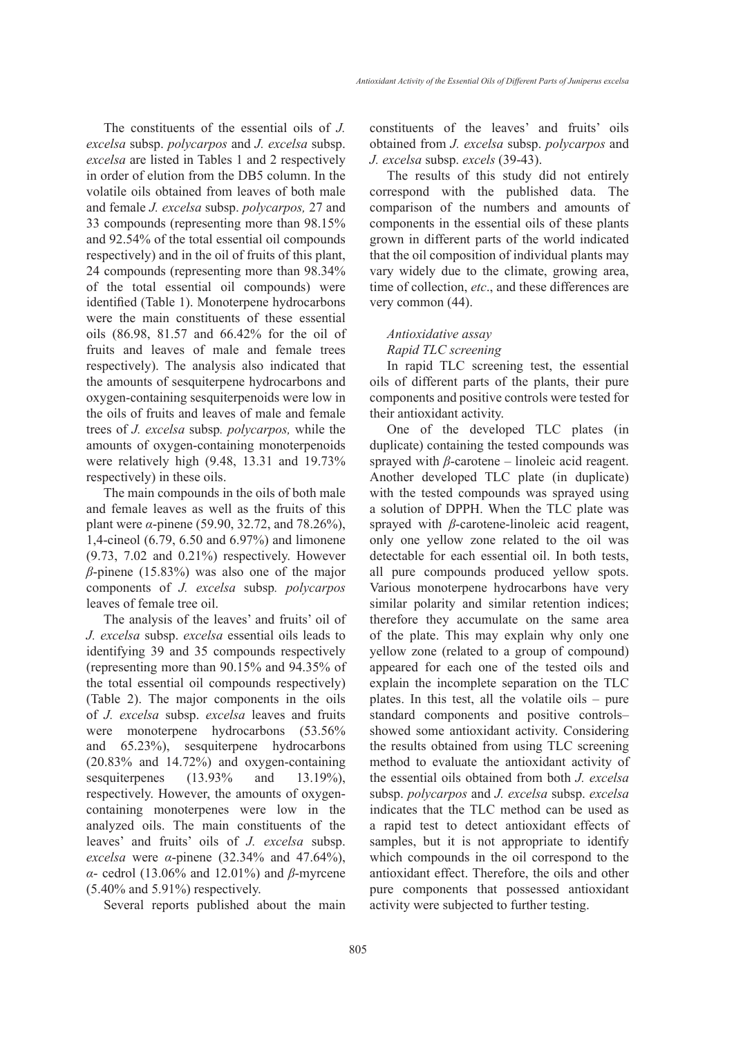The constituents of the essential oils of *J. excelsa* subsp. *polycarpos* and *J. excelsa* subsp. *excelsa* are listed in Tables 1 and 2 respectively in order of elution from the DB5 column. In the volatile oils obtained from leaves of both male and female *J. excelsa* subsp. *polycarpos,* 27 and 33 compounds (representing more than 98.15% and 92.54% of the total essential oil compounds respectively) and in the oil of fruits of this plant, 24 compounds (representing more than 98.34% of the total essential oil compounds) were identified (Table 1). Monoterpene hydrocarbons were the main constituents of these essential oils (86.98, 81.57 and 66.42% for the oil of fruits and leaves of male and female trees respectively). The analysis also indicated that the amounts of sesquiterpene hydrocarbons and oxygen-containing sesquiterpenoids were low in the oils of fruits and leaves of male and female trees of *J. excelsa* subsp*. polycarpos,* while the amounts of oxygen-containing monoterpenoids were relatively high (9.48, 13.31 and 19.73% respectively) in these oils.

The main compounds in the oils of both male and female leaves as well as the fruits of this plant were *α*-pinene (59.90, 32.72, and 78.26%), 1,4-cineol (6.79, 6.50 and 6.97%) and limonene (9.73, 7.02 and 0.21%) respectively. However *β*-pinene (15.83%) was also one of the major components of *J. excelsa* subsp*. polycarpos* leaves of female tree oil.

The analysis of the leaves' and fruits' oil of *J. excelsa* subsp. *excelsa* essential oils leads to identifying 39 and 35 compounds respectively (representing more than 90.15% and 94.35% of the total essential oil compounds respectively) (Table 2). The major components in the oils of *J. excelsa* subsp. *excelsa* leaves and fruits were monoterpene hydrocarbons (53.56% and 65.23%), sesquiterpene hydrocarbons (20.83% and 14.72%) and oxygen-containing sesquiterpenes (13.93% and 13.19%), respectively. However, the amounts of oxygen-containing monoterpenes were low in the analyzed oils. The main constituents of the leaves' and fruits' oils of *J. excelsa* subsp. *excelsa* were *α*-pinene (32.34% and 47.64%), *α*- cedrol (13.06% and 12.01%) and *β*-myrcene (5.40% and 5.91%) respectively.

Several reports published about the main constituents of the leaves' and fruits' oils obtained from *J. excelsa* subsp. *polycarpos* and *J. excelsa* subsp. *excels* (39-43).

The results of this study did not entirely correspond with the published data. The comparison of the numbers and amounts of components in the essential oils of these plants grown in different parts of the world indicated that the oil composition of individual plants may vary widely due to the climate, growing area, time of collection, *etc*., and these differences are very common (44).

*Antioxidative assay*

*Rapid TLC screening*

In rapid TLC screening test, the essential oils of different parts of the plants, their pure components and positive controls were tested for their antioxidant activity.

One of the developed TLC plates (in duplicate) containing the tested compounds was sprayed with *β*-carotene – linoleic acid reagent. Another developed TLC plate (in duplicate) with the tested compounds was sprayed using a solution of DPPH. When the TLC plate was sprayed with *β*-carotene-linoleic acid reagent, only one yellow zone related to the oil was detectable for each essential oil. In both tests, all pure compounds produced yellow spots. Various monoterpene hydrocarbons have very similar polarity and similar retention indices; therefore they accumulate on the same area of the plate. This may explain why only one yellow zone (related to a group of compound) appeared for each one of the tested oils and explain the incomplete separation on the TLC plates. In this test, all the volatile oils – pure standard components and positive controls– showed some antioxidant activity. Considering the results obtained from using TLC screening method to evaluate the antioxidant activity of the essential oils obtained from both *J. excelsa* subsp. *polycarpos* and *J. excelsa* subsp. *excelsa* indicates that the TLC method can be used as a rapid test to detect antioxidant effects of samples, but it is not appropriate to identify which compounds in the oil correspond to the antioxidant effect. Therefore, the oils and other pure components that possessed antioxidant activity were subjected to further testing.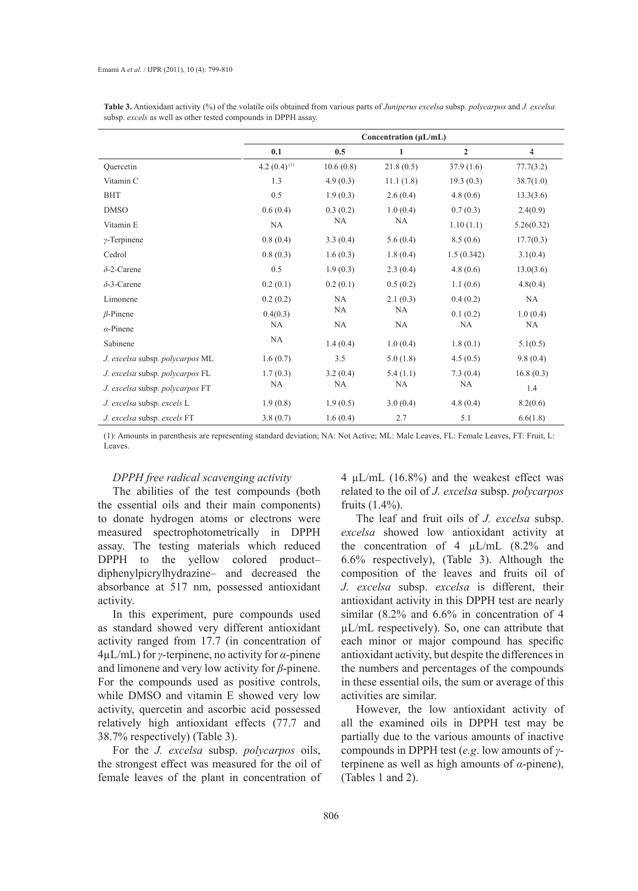**Table 3.** Antioxidant activity (%) of the volatile oils obtained from various parts of *Juniperus excelsa* subsp*. polycarpos* and *J. excelsa* subsp. *excels* as well as other tested compounds in DPPH assay.

| | Concentration (µL/mL) | | | | |
|---|---|---|---|---|---|
| | 0.1 | 0.5 | 1 | 2 | 4 |
| Quercetin | 4.2 (0.4) [(1)] | 10.6 (0.8) | 21.8 (0.5) | 37.9 (1.6) | 77.7(3.2) |
| Vitamin C | 1.3 | 4.9 (0.3) | 11.1 (1.8) | 19.3 (0.3) | 38.7(1.0) |
| BHT | 0.5 | 1.9 (0.3) | 2.6 (0.4) | 4.8 (0.6) | 13.3(3.6) |
| DMSO | 0.6 (0.4) | 0.3 (0.2) | 1.0 (0.4) | 0.7 (0.3) | 2.4(0.9) |
| Vitamin E | NA | NA | NA | 1.10 (1.1) | 5.26(0.32) |
| *γ*-Terpinene | 0.8 (0.4) | 3.3 (0.4) | 5.6 (0.4) | 8.5 (0.6) | 17.7(0.3) |
| Cedrol | 0.8 (0.3) | 1.6 (0.3) | 1.8 (0.4) | 1.5 (0.342) | 3.1(0.4) |
| *δ*-2-Carene | 0.5 | 1.9 (0.3) | 2.3 (0.4) | 4.8 (0.6) | 13.0(3.6) |
| *δ*-3-Carene | 0.2 (0.1) | 0.2 (0.1) | 0.5 (0.2) | 1.1 (0.6) | 4.8(0.4) |
| Limonene | 0.2 (0.2) | NA | 2.1 (0.3) | 0.4 (0.2) | NA |
| *β*-Pinene | 0.4(0.3) | NA | NA | 0.1 (0.2) | 1.0 (0.4) |
| *α*-Pinene | NA | NA | NA | NA | NA |
| Sabinene | NA | 1.4 (0.4) | 1.0 (0.4) | 1.8 (0.1) | 5.1(0.5) |
| *J. excelsa* subsp. *polycarpos* ML | 1.6 (0.7) | 3.5 | 5.0 (1.8) | 4.5 (0.5) | 9.8 (0.4) |
| *J. excelsa* subsp. *polycarpos* FL | 1.7 (0.3) | 3.2 (0.4) | 5.4 (1.1) | 7.3 (0.4) | 16.8 (0.3) |
| *J. excelsa* subsp. *polycarpos* FT | NA | NA | NA | NA | 1.4 |
| *J. excelsa* subsp. *excels* L | 1.9 (0.8) | 1.9 (0.5) | 3.0 (0.4) | 4.8 (0.4) | 8.2(0.6) |
| *J. excelsa* subsp. *excels* FT | 3.8 (0.7) | 1.6 (0.4) | 2.7 | 5.1 | 6.6(1.8) |

(1): Amounts in parenthesis are representing standard deviation; NA: Not Active; ML: Male Leaves, FL: Female Leaves, FT: Fruit, L: Leaves.

### *DPPH free radical scavenging activity*

The abilities of the test compounds (both the essential oils and their main components) to donate hydrogen atoms or electrons were measured spectrophotometrically in DPPH assay. The testing materials which reduced DPPH to the yellow colored product– diphenylpicrylhydrazine– and decreased the absorbance at 517 nm, possessed antioxidant activity.

In this experiment, pure compounds used as standard showed very different antioxidant activity ranged from 17.7 (in concentration of 4µL/mL) for *γ*-terpinene, no activity for *α*-pinene and limonene and very low activity for *β*-pinene. For the compounds used as positive controls, while DMSO and vitamin E showed very low activity, quercetin and ascorbic acid possessed relatively high antioxidant effects (77.7 and 38.7% respectively) (Table 3).

For the *J. excelsa* subsp. *polycarpos* oils, the strongest effect was measured for the oil of female leaves of the plant in concentration of 4 µL/mL (16.8%) and the weakest effect was related to the oil of *J. excelsa* subsp. *polycarpos* fruits (1.4%).

The leaf and fruit oils of *J. excelsa* subsp. *excelsa* showed low antioxidant activity at the concentration of 4 µL/mL (8.2% and 6.6% respectively), (Table 3). Although the composition of the leaves and fruits oil of *J. excelsa* subsp. *excelsa* is different, their antioxidant activity in this DPPH test are nearly similar (8.2% and 6.6% in concentration of 4 µL/mL respectively). So, one can attribute that each minor or major compound has specific antioxidant activity, but despite the differences in the numbers and percentages of the compounds in these essential oils, the sum or average of this activities are similar.

However, the low antioxidant activity of all the examined oils in DPPH test may be partially due to the various amounts of inactive compounds in DPPH test (*e.g*. low amounts of *γ*-terpinene as well as high amounts of *α*-pinene), (Tables 1 and 2).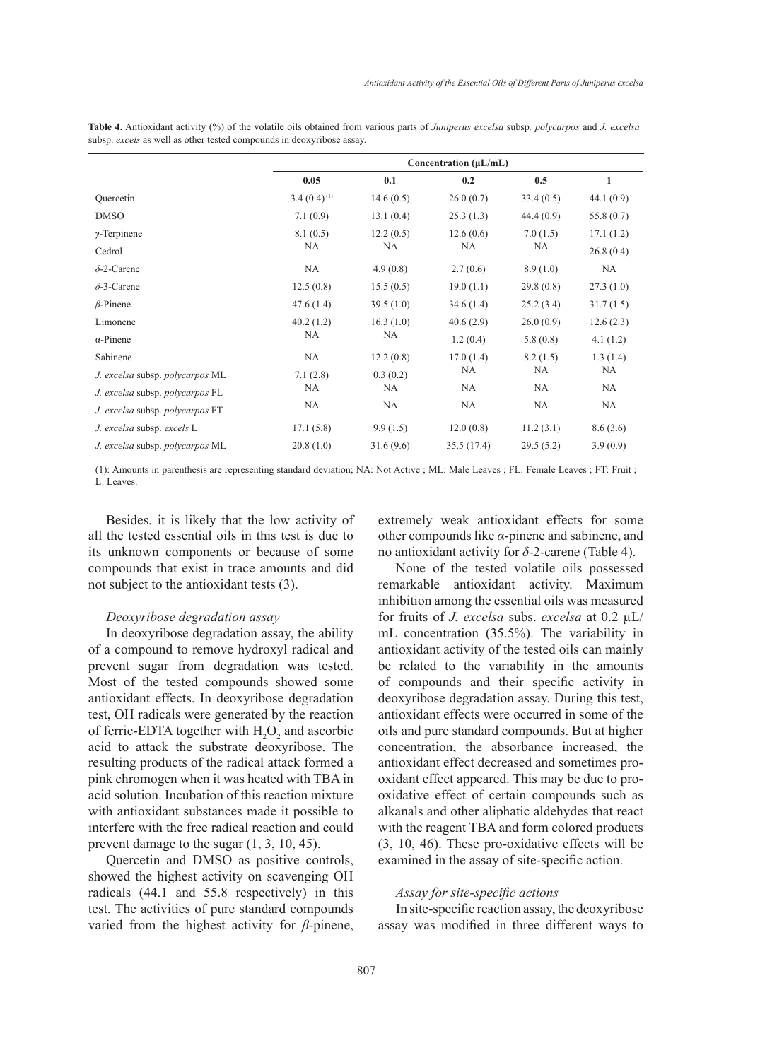**Table 4.** Antioxidant activity (%) of the volatile oils obtained from various parts of *Juniperus excelsa* subsp. *polycarpos* and *J. excelsa* subsp. *excels* as well as other tested compounds in deoxyribose assay.

| | Concentration (µL/mL) | | | | |
|---|---|---|---|---|---|
| | 0.05 | 0.1 | 0.2 | 0.5 | 1 |
| Quercetin | 3.4 (0.4) [(1)] | 14.6 (0.5) | 26.0 (0.7) | 33.4 (0.5) | 44.1 (0.9) |
| DMSO | 7.1 (0.9) | 13.1 (0.4) | 25.3 (1.3) | 44.4 (0.9) | 55.8 (0.7) |
| *γ*-Terpinene | 8.1 (0.5) | 12.2 (0.5) | 12.6 (0.6) | 7.0 (1.5) | 17.1 (1.2) |
| Cedrol | NA | NA | NA | NA | 26.8 (0.4) |
| *δ*-2-Carene | NA | 4.9 (0.8) | 2.7 (0.6) | 8.9 (1.0) | NA |
| *δ*-3-Carene | 12.5 (0.8) | 15.5 (0.5) | 19.0 (1.1) | 29.8 (0.8) | 27.3 (1.0) |
| *β*-Pinene | 47.6 (1.4) | 39.5 (1.0) | 34.6 (1.4) | 25.2 (3.4) | 31.7 (1.5) |
| Limonene | 40.2 (1.2) | 16.3 (1.0) | 40.6 (2.9) | 26.0 (0.9) | 12.6 (2.3) |
| α-Pinene | NA | NA | 1.2 (0.4) | 5.8 (0.8) | 4.1 (1.2) |
| Sabinene | NA | 12.2 (0.8) | 17.0 (1.4) | 8.2 (1.5) | 1.3 (1.4) |
| *J. excelsa* subsp. *polycarpos* ML | 7.1 (2.8) | 0.3 (0.2) | NA | NA | NA |
| *J. excelsa* subsp. *polycarpos* FL | NA | NA | NA | NA | NA |
| *J. excelsa* subsp. *polycarpos* FT | NA | NA | NA | NA | NA |
| *J. excelsa* subsp. *excels* L | 17.1 (5.8) | 9.9 (1.5) | 12.0 (0.8) | 11.2 (3.1) | 8.6 (3.6) |
| *J. excelsa* subsp. *polycarpos* ML | 20.8 (1.0) | 31.6 (9.6) | 35.5 (17.4) | 29.5 (5.2) | 3.9 (0.9) |

(1): Amounts in parenthesis are representing standard deviation; NA: Not Active ; ML: Male Leaves ; FL: Female Leaves ; FT: Fruit ; L: Leaves.

Besides, it is likely that the low activity of all the tested essential oils in this test is due to its unknown components or because of some compounds that exist in trace amounts and did not subject to the antioxidant tests (3).

### *Deoxyribose degradation assay*

In deoxyribose degradation assay, the ability of a compound to remove hydroxyl radical and prevent sugar from degradation was tested. Most of the tested compounds showed some antioxidant effects. In deoxyribose degradation test, OH radicals were generated by the reaction of ferric-EDTA together with $H_2O_2$ and ascorbic acid to attack the substrate deoxyribose. The resulting products of the radical attack formed a pink chromogen when it was heated with TBA in acid solution. Incubation of this reaction mixture with antioxidant substances made it possible to interfere with the free radical reaction and could prevent damage to the sugar (1, 3, 10, 45).

Quercetin and DMSO as positive controls, showed the highest activity on scavenging OH radicals (44.1 and 55.8 respectively) in this test. The activities of pure standard compounds varied from the highest activity for *β*-pinene, extremely weak antioxidant effects for some other compounds like *α*-pinene and sabinene, and no antioxidant activity for *δ*-2-carene (Table 4).

None of the tested volatile oils possessed remarkable antioxidant activity. Maximum inhibition among the essential oils was measured for fruits of *J. excelsa* subs. *excelsa* at 0.2 µL/mL concentration (35.5%). The variability in antioxidant activity of the tested oils can mainly be related to the variability in the amounts of compounds and their specific activity in deoxyribose degradation assay. During this test, antioxidant effects were occurred in some of the oils and pure standard compounds. But at higher concentration, the absorbance increased, the antioxidant effect decreased and sometimes pro-oxidant effect appeared. This may be due to pro-oxidative effect of certain compounds such as alkanals and other aliphatic aldehydes that react with the reagent TBA and form colored products (3, 10, 46). These pro-oxidative effects will be examined in the assay of site-specific action.

### *Assay for site-specific actions*

In site-specific reaction assay, the deoxyribose assay was modified in three different ways to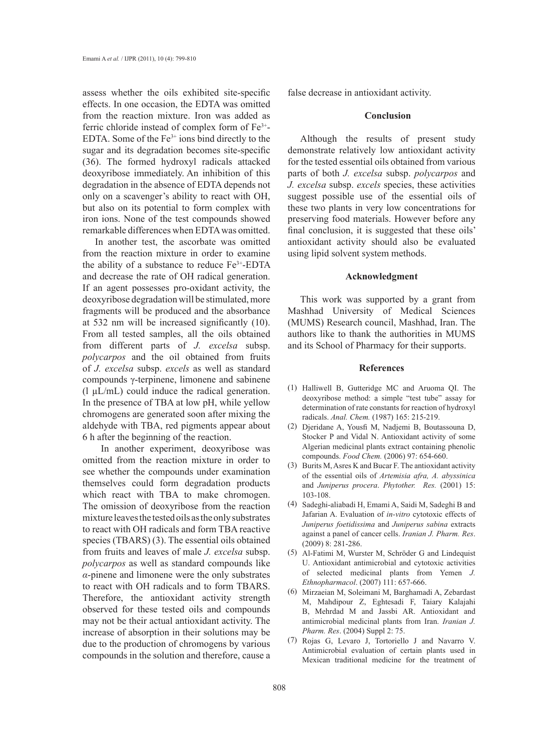assess whether the oils exhibited site-specific effects. In one occasion, the EDTA was omitted from the reaction mixture. Iron was added as ferric chloride instead of complex form of $Fe^{3+}$-EDTA. Some of the $Fe^{3+}$ ions bind directly to the sugar and its degradation becomes site-specific (36). The formed hydroxyl radicals attacked deoxyribose immediately. An inhibition of this degradation in the absence of EDTA depends not only on a scavenger's ability to react with OH, but also on its potential to form complex with iron ions. None of the test compounds showed remarkable differences when EDTA was omitted.

In another test, the ascorbate was omitted from the reaction mixture in order to examine the ability of a substance to reduce $Fe^{3+}$-EDTA and decrease the rate of OH radical generation. If an agent possesses pro-oxidant activity, the deoxyribose degradation will be stimulated, more fragments will be produced and the absorbance at 532 nm will be increased significantly (10). From all tested samples, all the oils obtained from different parts of *J. excelsa* subsp. *polycarpos* and the oil obtained from fruits of *J. excelsa* subsp. *excels* as well as standard compounds γ-terpinene, limonene and sabinene (l μL/mL) could induce the radical generation. In the presence of TBA at low pH, while yellow chromogens are generated soon after mixing the aldehyde with TBA, red pigments appear about 6 h after the beginning of the reaction.

In another experiment, deoxyribose was omitted from the reaction mixture in order to see whether the compounds under examination themselves could form degradation products which react with TBA to make chromogen. The omission of deoxyribose from the reaction mixture leaves the tested oils as the only substrates to react with OH radicals and form TBA reactive species (TBARS) (3). The essential oils obtained from fruits and leaves of male *J. excelsa* subsp. *polycarpos* as well as standard compounds like *α*-pinene and limonene were the only substrates to react with OH radicals and to form TBARS. Therefore, the antioxidant activity strength observed for these tested oils and compounds may not be their actual antioxidant activity. The increase of absorption in their solutions may be due to the production of chromogens by various compounds in the solution and therefore, cause a false decrease in antioxidant activity.

## Conclusion

Although the results of present study demonstrate relatively low antioxidant activity for the tested essential oils obtained from various parts of both *J. excelsa* subsp. *polycarpos* and *J. excelsa* subsp. *excels* species, these activities suggest possible use of the essential oils of these two plants in very low concentrations for preserving food materials. However before any final conclusion, it is suggested that these oils' antioxidant activity should also be evaluated using lipid solvent system methods.

## Acknowledgment

This work was supported by a grant from Mashhad University of Medical Sciences (MUMS) Research council, Mashhad, Iran. The authors like to thank the authorities in MUMS and its School of Pharmacy for their supports.

## References

(1) Halliwell B, Gutteridge MC and Aruoma QI. The deoxyribose method: a simple "test tube" assay for determination of rate constants for reaction of hydroxyl radicals. *Anal. Chem.* (1987) 165: 215-219.

(2) Djeridane A, Yousfi M, Nadjemi B, Boutassouna D, Stocker P and Vidal N. Antioxidant activity of some Algerian medicinal plants extract containing phenolic compounds. *Food Chem.* (2006) 97: 654-660.

(3) Burits M, Asres K and Bucar F. The antioxidant activity of the essential oils of *Artemisia afra, A. abyssinica* and *Juniperus procera*. *Phytother. Res.* (2001) 15: 103-108.

(4) Sadeghi-aliabadi H, Emami A, Saidi M, Sadeghi B and Jafarian A. Evaluation of *in-vitro* cytotoxic effects of *Juniperus foetidissima* and *Juniperus sabina* extracts against a panel of cancer cells. *Iranian J. Pharm. Res*. (2009) 8: 281-286.

(5) Al-Fatimi M, Wurster M, Schröder G and Lindequist U. Antioxidant antimicrobial and cytotoxic activities of selected medicinal plants from Yemen *J. Ethnopharmacol*. (2007) 111: 657-666.

(6) Mirzaeian M, Soleimani M, Barghamadi A, Zebardast M, Mahdipour Z, Eghtesadi F, Taiary Kalajahi B, Mehrdad M and Jassbi AR. Antioxidant and antimicrobial medicinal plants from Iran. *Iranian J. Pharm. Res*. (2004) Suppl 2: 75.

(7) Rojas G, Levaro J, Tortoriello J and Navarro V. Antimicrobial evaluation of certain plants used in Mexican traditional medicine for the treatment of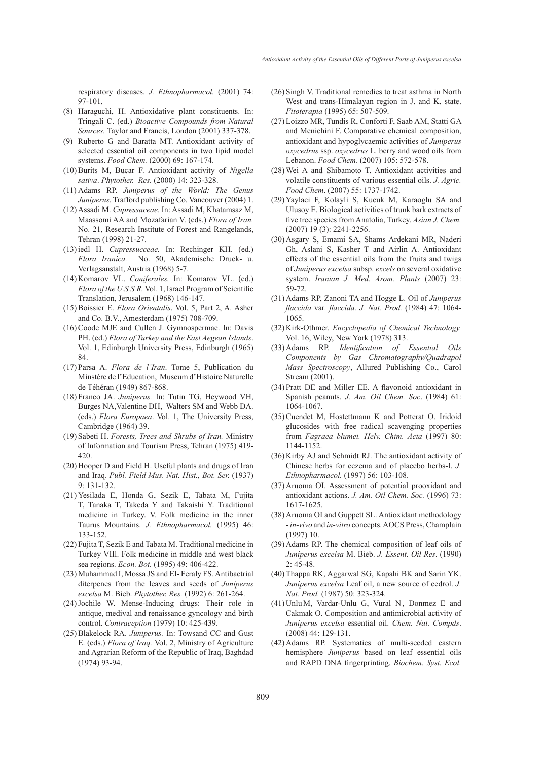respiratory diseases. *J. Ethnopharmacol.* (2001) 74: 97-101.

(8) Haraguchi, H. Antioxidative plant constituents. In: Tringali C. (ed.) *Bioactive Compounds from Natural Sources.* Taylor and Francis, London (2001) 337-378.

(9) Ruberto G and Baratta MT. Antioxidant activity of selected essential oil components in two lipid model systems. *Food Chem.* (2000) 69: 167-174.

(10) Burits M, Bucar F. Antioxidant activity of *Nigella sativa*. *Phytother. Res.* (2000) 14: 323-328.

(11) Adams RP. *Junipers of the World: The Genus Juniperus*. Trafford publishing Co. Vancouver (2004) 1.

(12) Assadi M. *Cupressaceae.* In: Assadi M, Khatamsaz M, Maassomi AA and Mozafarian V. (eds.) *Flora of Iran.* No. 21, Research Institute of Forest and Rangelands, Tehran (1998) 21-27.

(13) iedl H. *Cupressucceae.* In: Rechinger KH. (ed.) *Flora Iranica.* No. 50, Akademische Druck- u. Verlagsanstalt, Austria (1968) 5-7.

(14) Komarov VL. *Coniferales.* In: Komarov VL. (ed.) *Flora of the U.S.S.R.* Vol. 1, Israel Program of Scientific Translation, Jerusalem (1968) 146-147.

(15) Boissier E. *Flora Orientalis*. Vol. 5, Part 2, A. Asher and Co. B.V., Amesterdam (1975) 708-709.

(16) Coode MJE and Cullen J. Gymnospermae. In: Davis PH. (ed.) *Flora of Turkey and the East Aegean Islands*. Vol. 1, Edinburgh University Press, Edinburgh (1965) 84.

(17) Parsa A. *Flora de l'Iran*. Tome 5, Publication du Minstére de l'Education, Museum d'Histoire Naturelle de Téhéran (1949) 867-868.

(18) Franco JA. *Juniperus.* In: Tutin TG, Heywood VH, Burges NA, Valentine DH, Walters SM and Webb DA. (eds.) *Flora Europaea*. Vol. 1, The University Press, Cambridge (1964) 39.

(19) Sabeti H. *Forests, Trees and Shrubs of Iran.* Ministry of Information and Tourism Press, Tehran (1975) 419-420.

(20) Hooper D and Field H. Useful plants and drugs of Iran and Iraq. *Publ. Field Mus. Nat. Hist., Bot. Ser.* (1937) 9: 131-132.

(21) Yesilada E, Honda G, Sezik E, Tabata M, Fujita T, Tanaka T, Takeda Y and Takaishi Y. Traditional medicine in Turkey. V. Folk medicine in the inner Taurus Mountains. *J. Ethnopharmacol.* (1995) 46: 133-152.

(22) Fujita T, Sezik E and Tabata M. Traditional medicine in Turkey VIII. Folk medicine in middle and west black sea regions. *Econ. Bot.* (1995) 49: 406-422.

(23) Muhammad I, Mossa JS and El- Feraly FS. Antibactrial diterpenes from the leaves and seeds of *Juniperus excelsa* M. Bieb. *Phytother. Res.* (1992) 6: 261-264.

(24) Jochile W. Mense-Inducing drugs: Their role in antique, medival and renaissance gyncology and birth control. *Contraception* (1979) 10: 425-439.

(25) Blakelock RA. *Juniperus.* In: Towsand CC and Gust E. (eds.) *Flora of Iraq.* Vol. 2, Ministry of Agriculture and Agrarian Reform of the Republic of Iraq, Baghdad (1974) 93-94.

(26) Singh V. Traditional remedies to treat asthma in North West and trans-Himalayan region in J. and K. state. *Fitoterapia* (1995) 65: 507-509.

(27) Loizzo MR, Tundis R, Conforti F, Saab AM, Statti GA and Menichini F. Comparative chemical composition, antioxidant and hypoglycaemic activities of *Juniperus oxycedrus* ssp. *oxycedrus* L. berry and wood oils from Lebanon. *Food Chem.* (2007) 105: 572-578.

(28) Wei A and Shibamoto T. Antioxidant activities and volatile constituents of various essential oils. *J. Agric. Food Chem*. (2007) 55: 1737-1742.

(29) Yaylaci F, Kolayli S, Kucuk M, Karaoglu SA and Ulusoy E. Biological activities of trunk bark extracts of five tree species from Anatolia, Turkey. *Asian J. Chem.* (2007) 19 (3): 2241-2256.

(30) Asgary S, Emami SA, Shams Ardekani MR, Naderi Gh, Aslani S, Kasher T and Airlin A. Antioxidant effects of the essential oils from the fruits and twigs of *Juniperus excelsa* subsp. *excels* on several oxidative system. *Iranian J. Med. Arom. Plants* (2007) 23: 59-72.

(31) Adams RP, Zanoni TA and Hogge L. Oil of *Juniperus flaccida* var*. flaccida. J. Nat. Prod.* (1984) 47: 1064-1065.

(32) Kirk-Othmer. *Encyclopedia of Chemical Technology.* Vol. 16, Wiley, New York (1978) 313.

(33) Adams RP. *Identification of Essential Oils Components by Gas Chromatography/Quadrapol Mass Spectroscopy*, Allured Publishing Co., Carol Stream (2001).

(34) Pratt DE and Miller EE. A flavonoid antioxidant in Spanish peanuts. *J. Am. Oil Chem. Soc*. (1984) 61: 1064-1067.

(35) Cuendet M, Hostettmann K and Potterat O. Iridoid glucosides with free radical scavenging properties from *Fagraea blumei. Helv. Chim. Acta* (1997) 80: 1144-1152.

(36) Kirby AJ and Schmidt RJ. The antioxidant activity of Chinese herbs for eczema and of placebo herbs-I. *J. Ethnopharmacol.* (1997) 56: 103-108.

(37) Aruoma OI. Assessment of potential prooxidant and antioxidant actions. *J. Am. Oil Chem. Soc.* (1996) 73: 1617-1625.

(38) Aruoma OI and Guppett SL. Antioxidant methodology - *in-vivo* and *in-vitro* concepts. AOCS Press, Champlain (1997) 10.

(39) Adams RP. The chemical composition of leaf oils of *Juniperus excelsa* M. Bieb. *J. Essent. Oil Res*. (1990) 2: 45-48.

(40) Thappa RK, Aggarwal SG, Kapahi BK and Sarin YK. *Juniperus excelsa* Leaf oil, a new source of cedrol. *J. Nat. Prod.* (1987) 50: 323-324.

(41) Unlu M, Vardar-Unlu G, Vural N, Donmez E and Cakmak O. Composition and antimicrobial activity of *Juniperus excelsa* essential oil. *Chem. Nat. Compds*. (2008) 44: 129-131.

(42) Adams RP. Systematics of multi-seeded eastern hemisphere *Juniperus* based on leaf essential oils and RAPD DNA fingerprinting. *Biochem. Syst. Ecol.*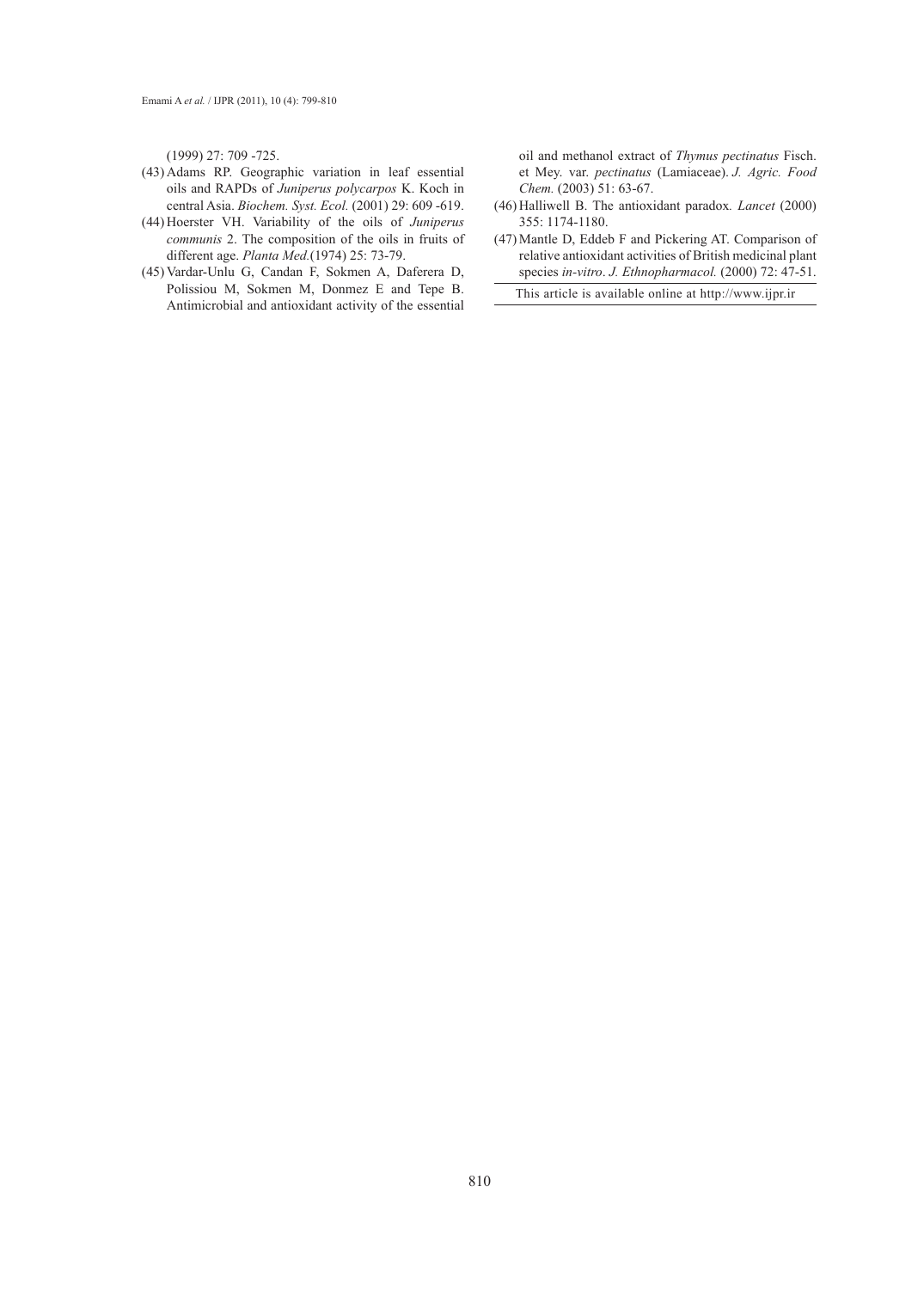(1999) 27: 709 -725.

(43) Adams RP. Geographic variation in leaf essential oils and RAPDs of *Juniperus polycarpos* K. Koch in central Asia. *Biochem. Syst. Ecol.* (2001) 29: 609 -619.

(44) Hoerster VH. Variability of the oils of *Juniperus communis* 2. The composition of the oils in fruits of different age. *Planta Med.*(1974) 25: 73-79.

(45) Vardar-Unlu G, Candan F, Sokmen A, Daferera D, Polissiou M, Sokmen M, Donmez E and Tepe B. Antimicrobial and antioxidant activity of the essential oil and methanol extract of *Thymus pectinatus* Fisch. et Mey. var. *pectinatus* (Lamiaceae). *J. Agric. Food Chem.* (2003) 51: 63-67.

(46) Halliwell B. The antioxidant paradox. *Lancet* (2000) 355: 1174-1180.

(47) Mantle D, Eddeb F and Pickering AT. Comparison of relative antioxidant activities of British medicinal plant species *in-vitro*. *J. Ethnopharmacol.* (2000) 72: 47-51.

This article is available online at http://www.ijpr.ir